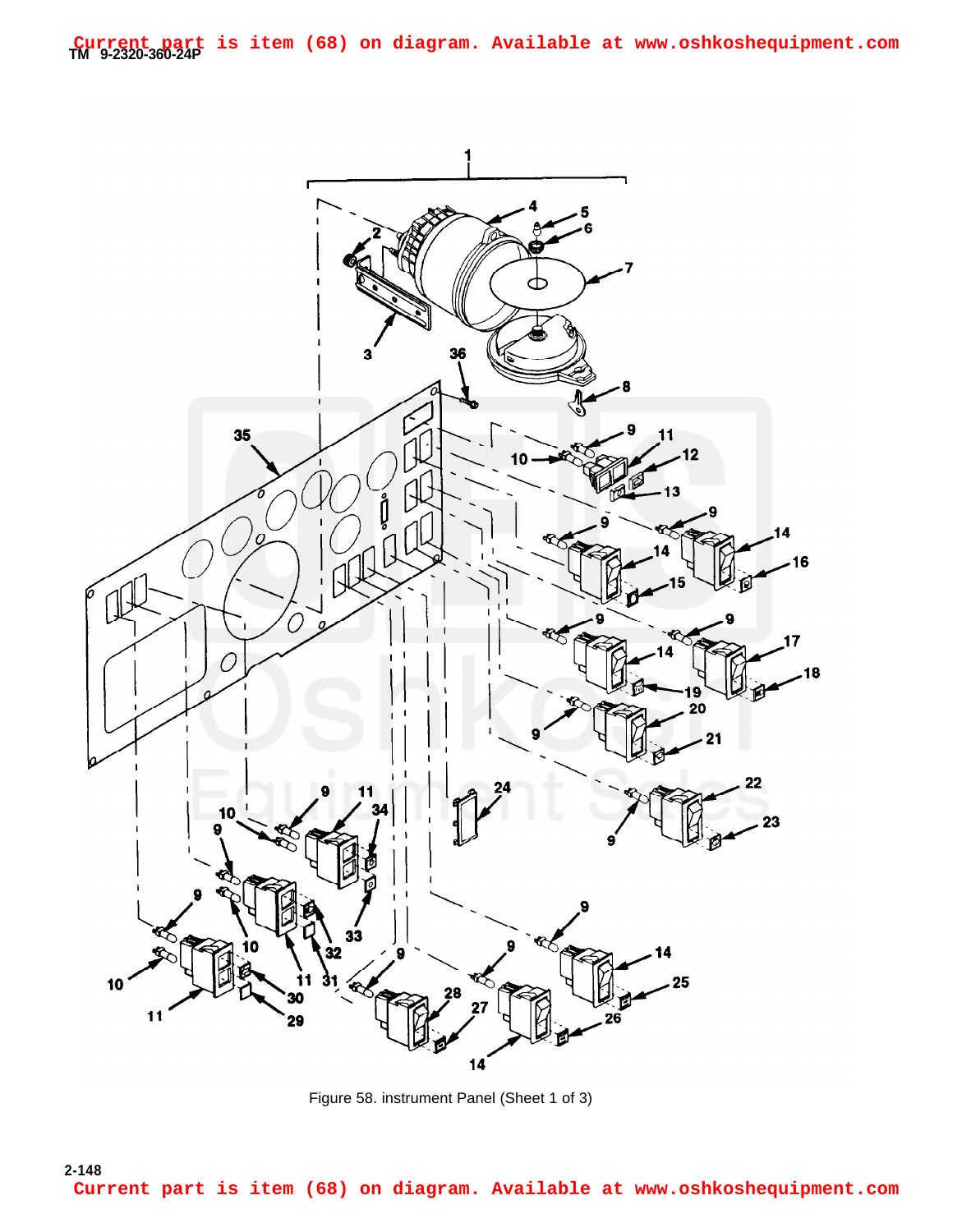Current part is item (68) on diagram. Available at www.oshkoshequipment.com

1

4
5
6
2
7
3
36
8
35
9
11
10
12
13
9
9
14
14
16
15
9
9
14
17
18
19
20
9
21
22
23
24
9
11
34
10
9
33
9
10
32
9
9
9
14
10
11
31
30
28
25
27
11
29
26
14

Figure 58. instrument Panel (Sheet 1 of 3)

Current part is item (68) on diagram. Available at www.oshkoshequipment.com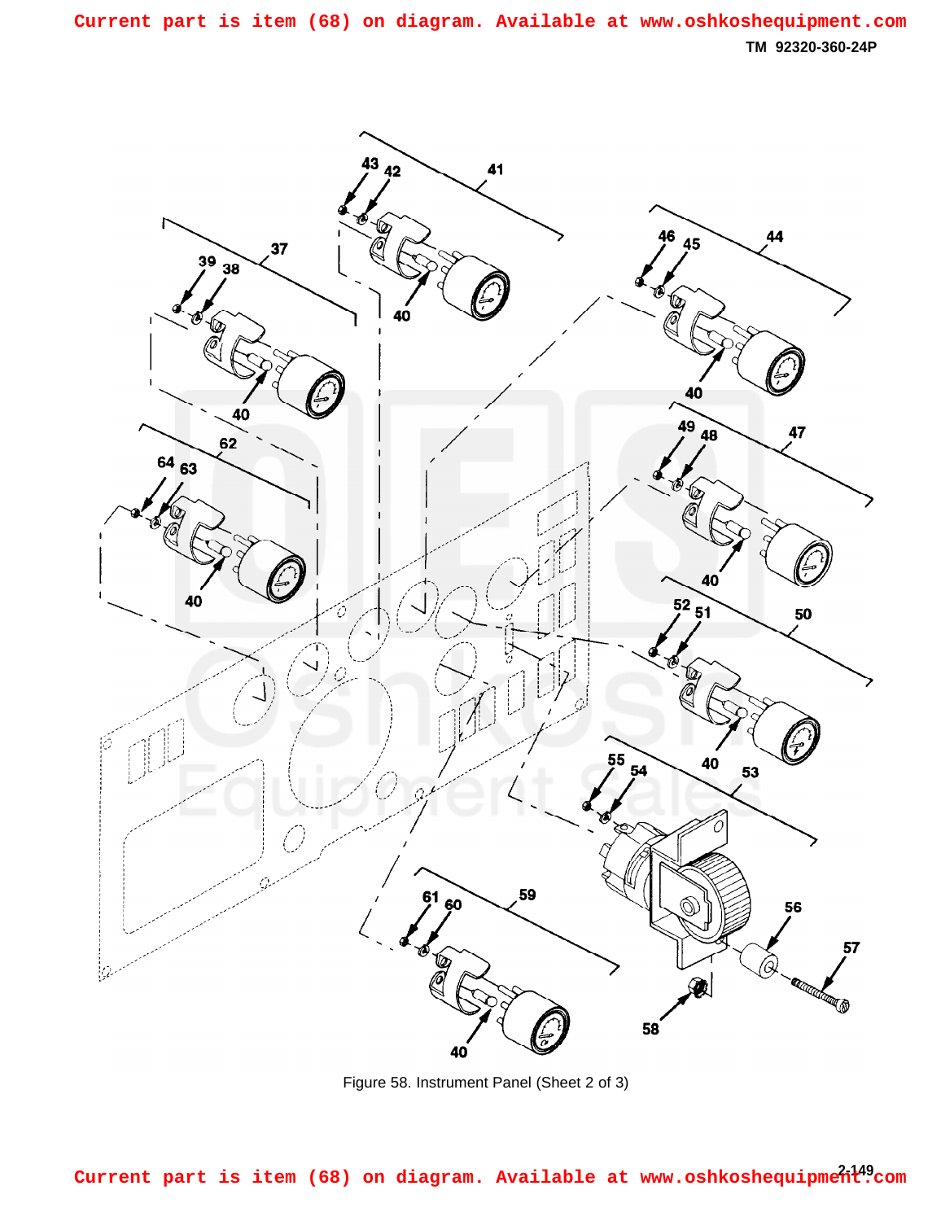Current part is item (68) on diagram. Available at www.oshkoshequipment.com

43 42 41
39 38 37
46 45 44
40
40
40
62
64 63
49 48 47
40
40
52 51 50
40
55 54 53
40
56
57
61 60 59
58
40

Figure 58. Instrument Panel (Sheet 2 of 3)

Current part is item (68) on diagram. Available at www.oshkoshequipment.com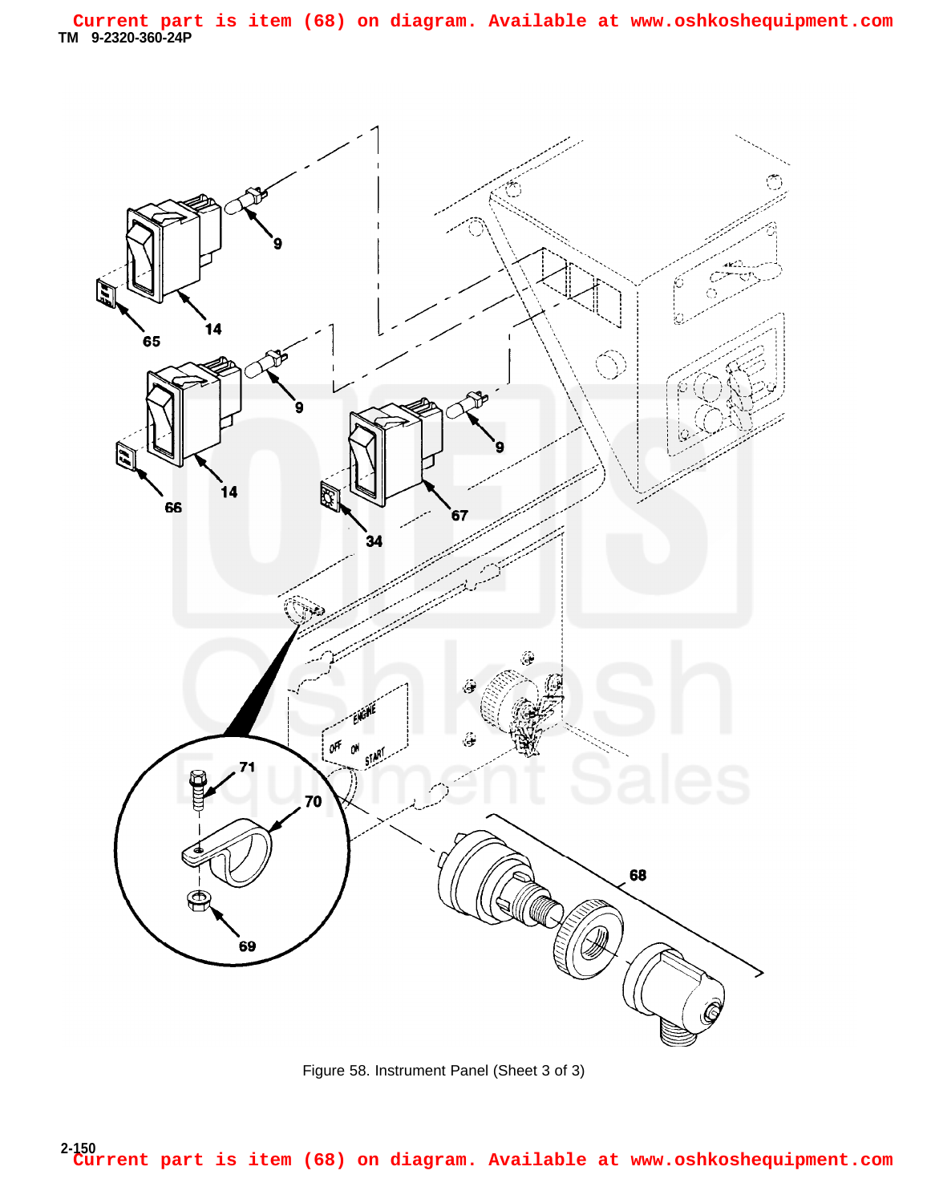Current part is item (68) on diagram. Available at www.oshkoshequipment.com

9

14

65

9

14

66

9

67

34

71

70

69

ENGINE

OFF ON START

68

Figure 58. Instrument Panel (Sheet 3 of 3)

Current part is item (68) on diagram. Available at www.oshkoshequipment.com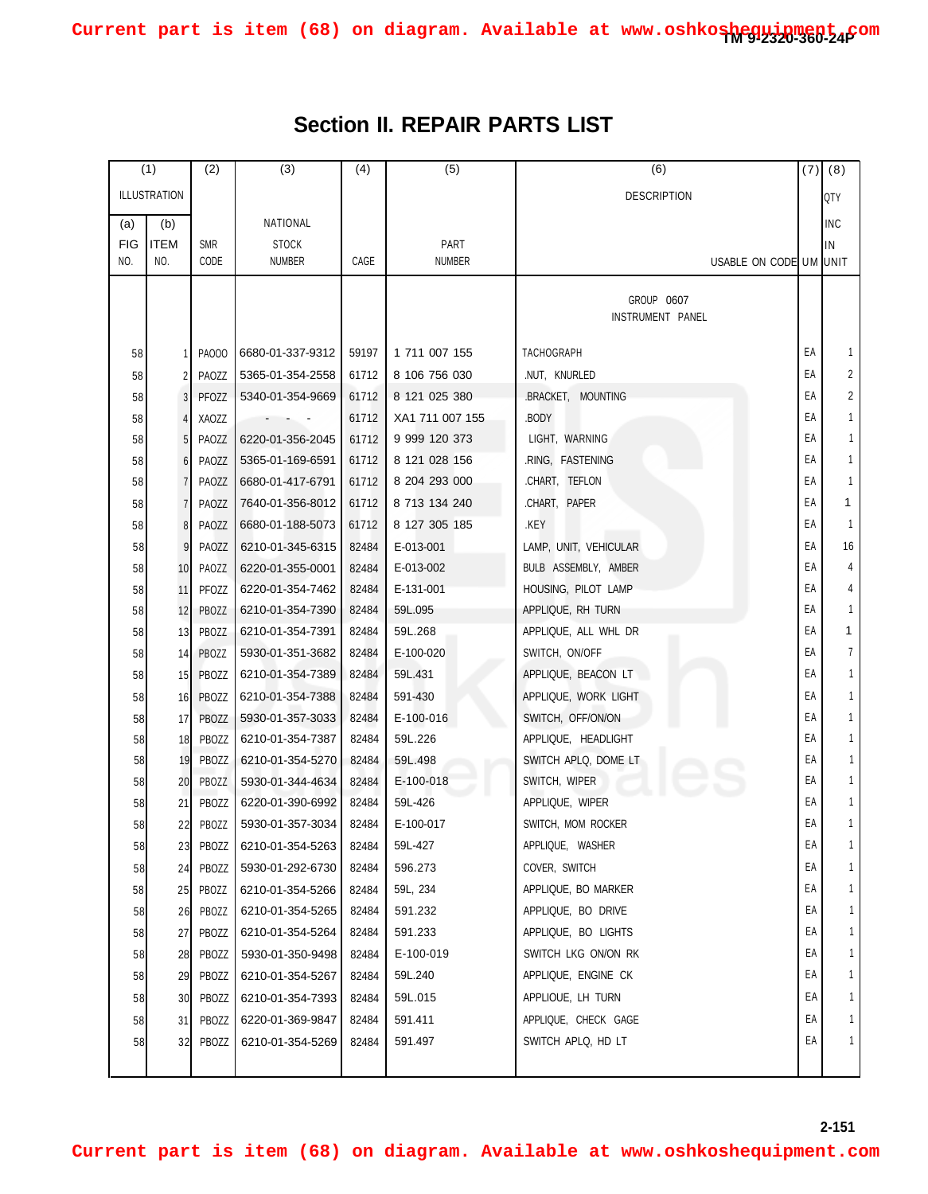Current part is item (68) on diagram. Available at www.oshkoshequipment.com

## Section II. REPAIR PARTS LIST

| (1) ILLUSTRATION (a) FIG NO. | (b) ITEM NO. | (2) SMR CODE | (3) NATIONAL STOCK NUMBER | (4) CAGE | (5) PART NUMBER | (6) DESCRIPTION USABLE ON CODE | (7) UM | (8) QTY INC IN UNIT |
|---|---|---|---|---|---|---|---|---|
| | | | | | | GROUP 0607 INSTRUMENT PANEL | | |
| 58 | 1 | PAOOO | 6680-01-337-9312 | 59197 | 1 711 007 155 | TACHOGRAPH | EA | 1 |
| 58 | 2 | PAOZZ | 5365-01-354-2558 | 61712 | 8 106 756 030 | .NUT, KNURLED | EA | 2 |
| 58 | 3 | PFOZZ | 5340-01-354-9669 | 61712 | 8 121 025 380 | .BRACKET, MOUNTING | EA | 2 |
| 58 | 4 | XAOZZ | - - - | 61712 | XA1 711 007 155 | .BODY | EA | 1 |
| 58 | 5 | PAOZZ | 6220-01-356-2045 | 61712 | 9 999 120 373 | LIGHT, WARNING | EA | 1 |
| 58 | 6 | PAOZZ | 5365-01-169-6591 | 61712 | 8 121 028 156 | .RING, FASTENING | EA | 1 |
| 58 | 7 | PAOZZ | 6680-01-417-6791 | 61712 | 8 204 293 000 | .CHART, TEFLON | EA | 1 |
| 58 | 7 | PAOZZ | 7640-01-356-8012 | 61712 | 8 713 134 240 | .CHART, PAPER | EA | 1 |
| 58 | 8 | PAOZZ | 6680-01-188-5073 | 61712 | 8 127 305 185 | .KEY | EA | 1 |
| 58 | 9 | PAOZZ | 6210-01-345-6315 | 82484 | E-013-001 | LAMP, UNIT, VEHICULAR | EA | 16 |
| 58 | 10 | PAOZZ | 6220-01-355-0001 | 82484 | E-013-002 | BULB ASSEMBLY, AMBER | EA | 4 |
| 58 | 11 | PFOZZ | 6220-01-354-7462 | 82484 | E-131-001 | HOUSING, PILOT LAMP | EA | 4 |
| 58 | 12 | PBOZZ | 6210-01-354-7390 | 82484 | 59L.095 | APPLIQUE, RH TURN | EA | 1 |
| 58 | 13 | PBOZZ | 6210-01-354-7391 | 82484 | 59L.268 | APPLIQUE, ALL WHL DR | EA | 1 |
| 58 | 14 | PBOZZ | 5930-01-351-3682 | 82484 | E-100-020 | SWITCH, ON/OFF | EA | 7 |
| 58 | 15 | PBOZZ | 6210-01-354-7389 | 82484 | 59L.431 | APPLIQUE, BEACON LT | EA | 1 |
| 58 | 16 | PBOZZ | 6210-01-354-7388 | 82484 | 591-430 | APPLIQUE, WORK LIGHT | EA | 1 |
| 58 | 17 | PBOZZ | 5930-01-357-3033 | 82484 | E-100-016 | SWITCH, OFF/ON/ON | EA | 1 |
| 58 | 18 | PBOZZ | 6210-01-354-7387 | 82484 | 59L.226 | APPLIQUE, HEADLIGHT | EA | 1 |
| 58 | 19 | PBOZZ | 6210-01-354-5270 | 82484 | 59L.498 | SWITCH APLQ, DOME LT | EA | 1 |
| 58 | 20 | PBOZZ | 5930-01-344-4634 | 82484 | E-100-018 | SWITCH, WIPER | EA | 1 |
| 58 | 21 | PBOZZ | 6220-01-390-6992 | 82484 | 59L-426 | APPLIQUE, WIPER | EA | 1 |
| 58 | 22 | PBOZZ | 5930-01-357-3034 | 82484 | E-100-017 | SWITCH, MOM ROCKER | EA | 1 |
| 58 | 23 | PBOZZ | 6210-01-354-5263 | 82484 | 59L-427 | APPLIQUE, WASHER | EA | 1 |
| 58 | 24 | PBOZZ | 5930-01-292-6730 | 82484 | 596.273 | COVER, SWITCH | EA | 1 |
| 58 | 25 | PBOZZ | 6210-01-354-5266 | 82484 | 59L, 234 | APPLIQUE, BO MARKER | EA | 1 |
| 58 | 26 | PBOZZ | 6210-01-354-5265 | 82484 | 591.232 | APPLIQUE, BO DRIVE | EA | 1 |
| 58 | 27 | PBOZZ | 6210-01-354-5264 | 82484 | 591.233 | APPLIQUE, BO LIGHTS | EA | 1 |
| 58 | 28 | PBOZZ | 5930-01-350-9498 | 82484 | E-100-019 | SWITCH LKG ON/ON RK | EA | 1 |
| 58 | 29 | PBOZZ | 6210-01-354-5267 | 82484 | 59L.240 | APPLIQUE, ENGINE CK | EA | 1 |
| 58 | 30 | PBOZZ | 6210-01-354-7393 | 82484 | 59L.015 | APPLIOUE, LH TURN | EA | 1 |
| 58 | 31 | PBOZZ | 6220-01-369-9847 | 82484 | 591.411 | APPLIQUE, CHECK GAGE | EA | 1 |
| 58 | 32 | PBOZZ | 6210-01-354-5269 | 82484 | 591.497 | SWITCH APLQ, HD LT | EA | 1 |

Current part is item (68) on diagram. Available at www.oshkoshequipment.com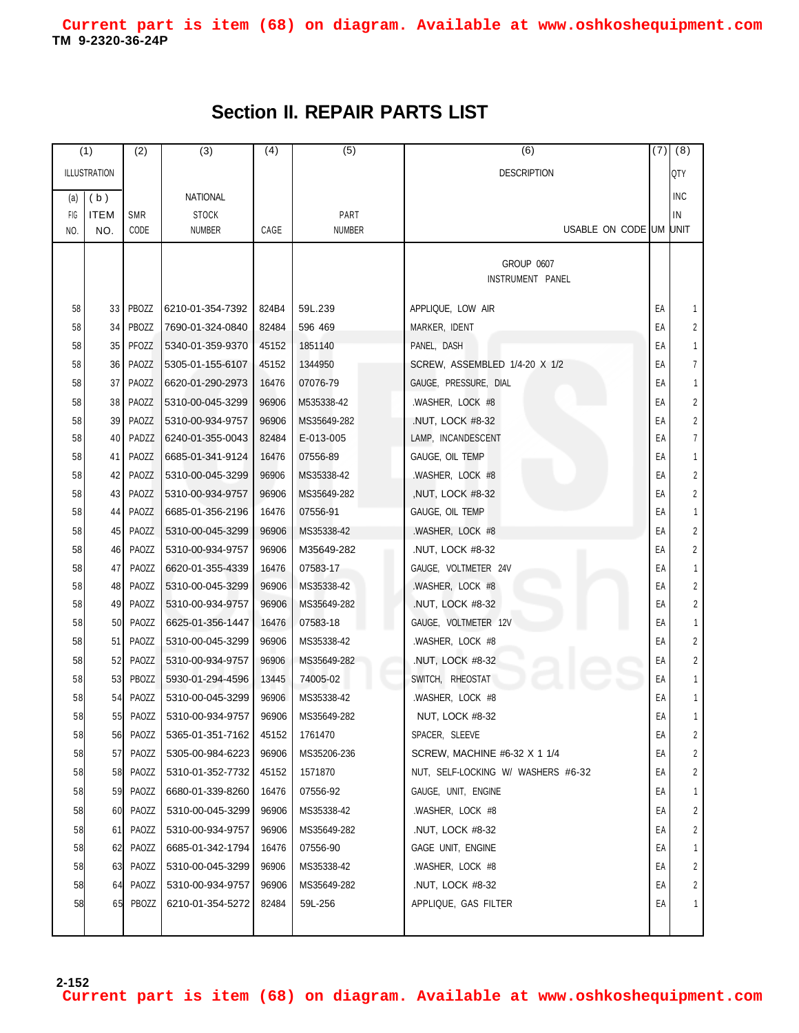Current part is item (68) on diagram. Available at www.oshkoshequipment.com

TM 9-2320-36-24P

# Section II. REPAIR PARTS LIST

| (1) ILLUSTRATION (a) FIG NO. | (b) ITEM NO. | (2) SMR CODE | (3) NATIONAL STOCK NUMBER | (4) CAGE | (5) PART NUMBER | (6) DESCRIPTION USABLE ON CODE | (7) UM | (8) QTY INC IN UNIT |
|---|---|---|---|---|---|---|---|---|
| | | | | | | GROUP 0607 INSTRUMENT PANEL | | |
| 58 | 33 | PBOZZ | 6210-01-354-7392 | 824B4 | 59L.239 | APPLIQUE, LOW AIR | EA | 1 |
| 58 | 34 | PBOZZ | 7690-01-324-0840 | 82484 | 596 469 | MARKER, IDENT | EA | 2 |
| 58 | 35 | PFOZZ | 5340-01-359-9370 | 45152 | 1851140 | PANEL, DASH | EA | 1 |
| 58 | 36 | PAOZZ | 5305-01-155-6107 | 45152 | 1344950 | SCREW, ASSEMBLED 1/4-20 X 1/2 | EA | 7 |
| 58 | 37 | PAOZZ | 6620-01-290-2973 | 16476 | 07076-79 | GAUGE, PRESSURE, DIAL | EA | 1 |
| 58 | 38 | PAOZZ | 5310-00-045-3299 | 96906 | M535338-42 | .WASHER, LOCK #8 | EA | 2 |
| 58 | 39 | PAOZZ | 5310-00-934-9757 | 96906 | MS35649-282 | .NUT, LOCK #8-32 | EA | 2 |
| 58 | 40 | PADZZ | 6240-01-355-0043 | 82484 | E-013-005 | LAMP, INCANDESCENT | EA | 7 |
| 58 | 41 | PAOZZ | 6685-01-341-9124 | 16476 | 07556-89 | GAUGE, OIL TEMP | EA | 1 |
| 58 | 42 | PAOZZ | 5310-00-045-3299 | 96906 | MS35338-42 | .WASHER, LOCK #8 | EA | 2 |
| 58 | 43 | PAOZZ | 5310-00-934-9757 | 96906 | MS35649-282 | ,NUT, LOCK #8-32 | EA | 2 |
| 58 | 44 | PAOZZ | 6685-01-356-2196 | 16476 | 07556-91 | GAUGE, OIL TEMP | EA | 1 |
| 58 | 45 | PAOZZ | 5310-00-045-3299 | 96906 | MS35338-42 | .WASHER, LOCK #8 | EA | 2 |
| 58 | 46 | PAOZZ | 5310-00-934-9757 | 96906 | M35649-282 | .NUT, LOCK #8-32 | EA | 2 |
| 58 | 47 | PAOZZ | 6620-01-355-4339 | 16476 | 07583-17 | GAUGE, VOLTMETER 24V | EA | 1 |
| 58 | 48 | PAOZZ | 5310-00-045-3299 | 96906 | MS35338-42 | .WASHER, LOCK #8 | EA | 2 |
| 58 | 49 | PAOZZ | 5310-00-934-9757 | 96906 | MS35649-282 | .NUT, LOCK #8-32 | EA | 2 |
| 58 | 50 | PAOZZ | 6625-01-356-1447 | 16476 | 07583-18 | GAUGE, VOLTMETER 12V | EA | 1 |
| 58 | 51 | PAOZZ | 5310-00-045-3299 | 96906 | MS35338-42 | .WASHER, LOCK #8 | EA | 2 |
| 58 | 52 | PAOZZ | 5310-00-934-9757 | 96906 | MS35649-282 | .NUT, LOCK #8-32 | EA | 2 |
| 58 | 53 | PBOZZ | 5930-01-294-4596 | 13445 | 74005-02 | SWITCH, RHEOSTAT | EA | 1 |
| 58 | 54 | PAOZZ | 5310-00-045-3299 | 96906 | MS35338-42 | .WASHER, LOCK #8 | EA | 1 |
| 58 | 55 | PAOZZ | 5310-00-934-9757 | 96906 | MS35649-282 | NUT, LOCK #8-32 | EA | 1 |
| 58 | 56 | PAOZZ | 5365-01-351-7162 | 45152 | 1761470 | SPACER, SLEEVE | EA | 2 |
| 58 | 57 | PAOZZ | 5305-00-984-6223 | 96906 | MS35206-236 | SCREW, MACHINE #6-32 X 1 1/4 | EA | 2 |
| 58 | 58 | PAOZZ | 5310-01-352-7732 | 45152 | 1571870 | NUT, SELF-LOCKING W/ WASHERS #6-32 | EA | 2 |
| 58 | 59 | PAOZZ | 6680-01-339-8260 | 16476 | 07556-92 | GAUGE, UNIT, ENGINE | EA | 1 |
| 58 | 60 | PAOZZ | 5310-00-045-3299 | 96906 | MS35338-42 | .WASHER, LOCK #8 | EA | 2 |
| 58 | 61 | PAOZZ | 5310-00-934-9757 | 96906 | MS35649-282 | .NUT, LOCK #8-32 | EA | 2 |
| 58 | 62 | PAOZZ | 6685-01-342-1794 | 16476 | 07556-90 | GAGE UNIT, ENGINE | EA | 1 |
| 58 | 63 | PAOZZ | 5310-00-045-3299 | 96906 | MS35338-42 | .WASHER, LOCK #8 | EA | 2 |
| 58 | 64 | PAOZZ | 5310-00-934-9757 | 96906 | MS35649-282 | .NUT, LOCK #8-32 | EA | 2 |
| 58 | 65 | PBOZZ | 6210-01-354-5272 | 82484 | 59L-256 | APPLIQUE, GAS FILTER | EA | 1 |

Current part is item (68) on diagram. Available at www.oshkoshequipment.com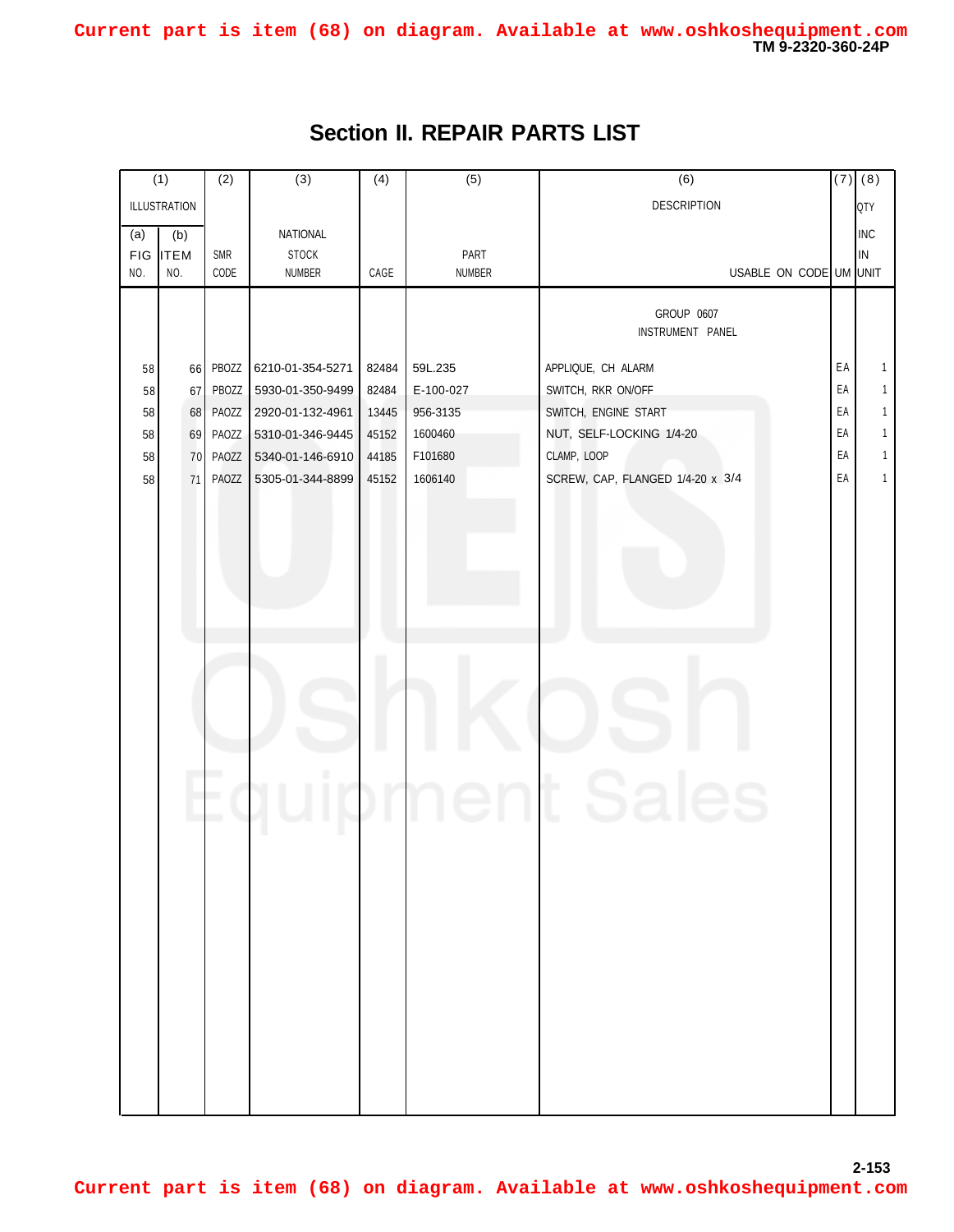Current part is item (68) on diagram. Available at www.oshkoshequipment.com

## Section II. REPAIR PARTS LIST

| (1) ILLUSTRATION (a) FIG NO. | (b) ITEM NO. | (2) SMR CODE | (3) NATIONAL STOCK NUMBER | (4) CAGE | (5) PART NUMBER | (6) DESCRIPTION USABLE ON CODE | (7) UM | (8) QTY INC IN UNIT |
|---|---|---|---|---|---|---|---|---|
| | | | | | | GROUP 0607 INSTRUMENT PANEL | | |
| 58 | 66 | PBOZZ | 6210-01-354-5271 | 82484 | 59L.235 | APPLIQUE, CH ALARM | EA | 1 |
| 58 | 67 | PBOZZ | 5930-01-350-9499 | 82484 | E-100-027 | SWITCH, RKR ON/OFF | EA | 1 |
| 58 | 68 | PAOZZ | 2920-01-132-4961 | 13445 | 956-3135 | SWITCH, ENGINE START | EA | 1 |
| 58 | 69 | PAOZZ | 5310-01-346-9445 | 45152 | 1600460 | NUT, SELF-LOCKING 1/4-20 | EA | 1 |
| 58 | 70 | PAOZZ | 5340-01-146-6910 | 44185 | F101680 | CLAMP, LOOP | EA | 1 |
| 58 | 71 | PAOZZ | 5305-01-344-8899 | 45152 | 1606140 | SCREW, CAP, FLANGED 1/4-20 x 3/4 | EA | 1 |

Current part is item (68) on diagram. Available at www.oshkoshequipment.com